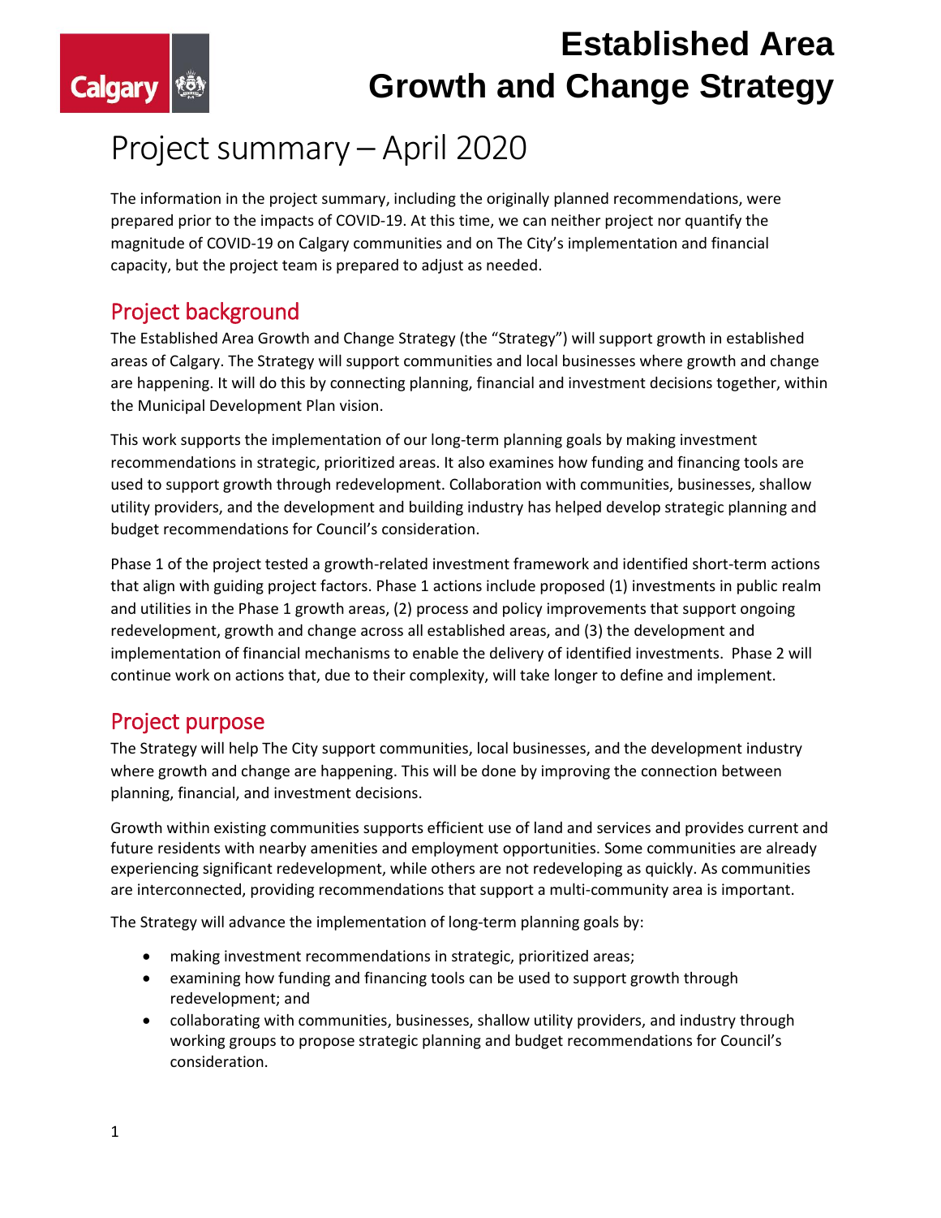# Established Area Growth and Change Strategy

## Project summary – April 2020

The information in the project summary, including the originally planned recommendations, were prepared prior to the impacts of COVID-19. At this time, we can neither project nor quantify the magnitude of COVID-19 on Calgary communities and on The City's implementation and financial capacity, but the project team is prepared to adjust as needed.

### Project background

The Established Area Growth and Change Strategy (the "Strategy") will support growth in established areas of Calgary. The Strategy will support communities and local businesses where growth and change are happening. It will do this by connecting planning, financial and investment decisions together, within the Municipal Development Plan vision.

This work supports the implementation of our long-term planning goals by making investment recommendations in strategic, prioritized areas. It also examines how funding and financing tools are used to support growth through redevelopment. Collaboration with communities, businesses, shallow utility providers, and the development and building industry has helped develop strategic planning and budget recommendations for Council's consideration.

Phase 1 of the project tested a growth-related investment framework and identified short-term actions that align with guiding project factors. Phase 1 actions include proposed (1) investments in public realm and utilities in the Phase 1 growth areas, (2) process and policy improvements that support ongoing redevelopment, growth and change across all established areas, and (3) the development and implementation of financial mechanisms to enable the delivery of identified investments. Phase 2 will continue work on actions that, due to their complexity, will take longer to define and implement.

### Project purpose

The Strategy will help The City support communities, local businesses, and the development industry where growth and change are happening. This will be done by improving the connection between planning, financial, and investment decisions.

Growth within existing communities supports efficient use of land and services and provides current and future residents with nearby amenities and employment opportunities. Some communities are already experiencing significant redevelopment, while others are not redeveloping as quickly. As communities are interconnected, providing recommendations that support a multi-community area is important.

The Strategy will advance the implementation of long-term planning goals by:

- making investment recommendations in strategic, prioritized areas;
- examining how funding and financing tools can be used to support growth through redevelopment; and
- collaborating with communities, businesses, shallow utility providers, and industry through working groups to propose strategic planning and budget recommendations for Council's consideration.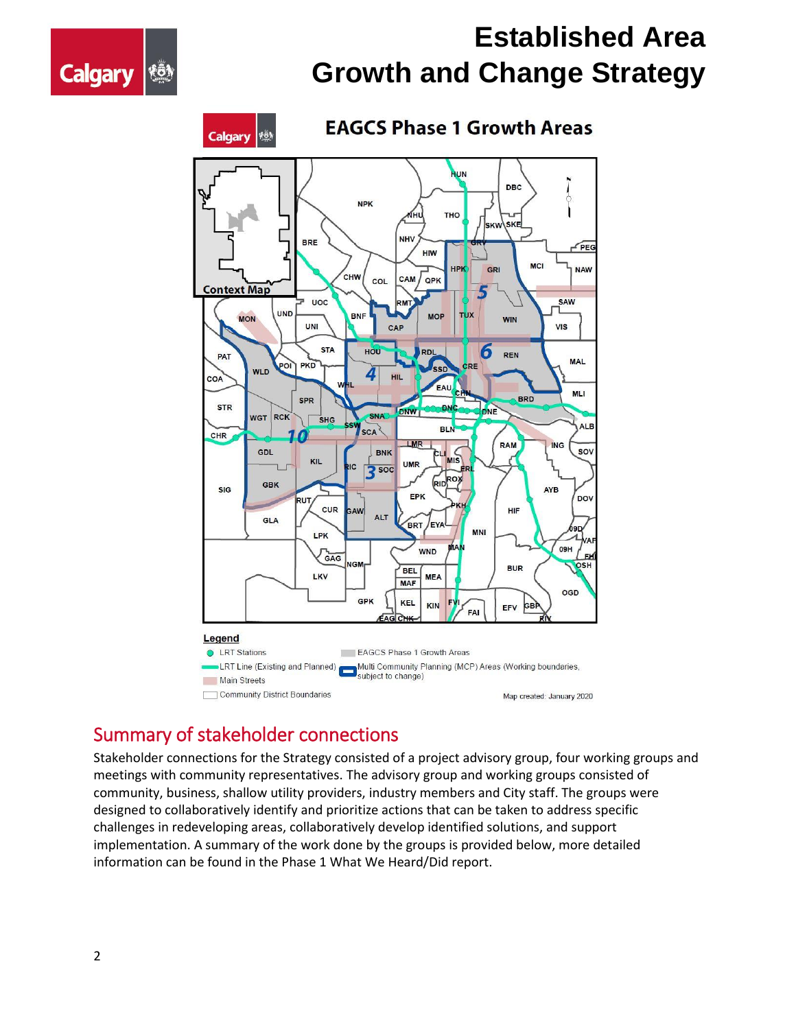## EAGCS Phase 1 Growth Areas

Legend

- LRT Stations
- LRT Line (Existing and Planned)
- Main Streets
- Community District Boundaries
- EAGCS Phase 1 Growth Areas
- Multi Community Planning (MCP) Areas (Working boundaries, subject to change)

Map created: January 2020

## Summary of stakeholder connections

Stakeholder connections for the Strategy consisted of a project advisory group, four working groups and meetings with community representatives. The advisory group and working groups consisted of community, business, shallow utility providers, industry members and City staff. The groups were designed to collaboratively identify and prioritize actions that can be taken to address specific challenges in redeveloping areas, collaboratively develop identified solutions, and support implementation. A summary of the work done by the groups is provided below, more detailed information can be found in the Phase 1 What We Heard/Did report.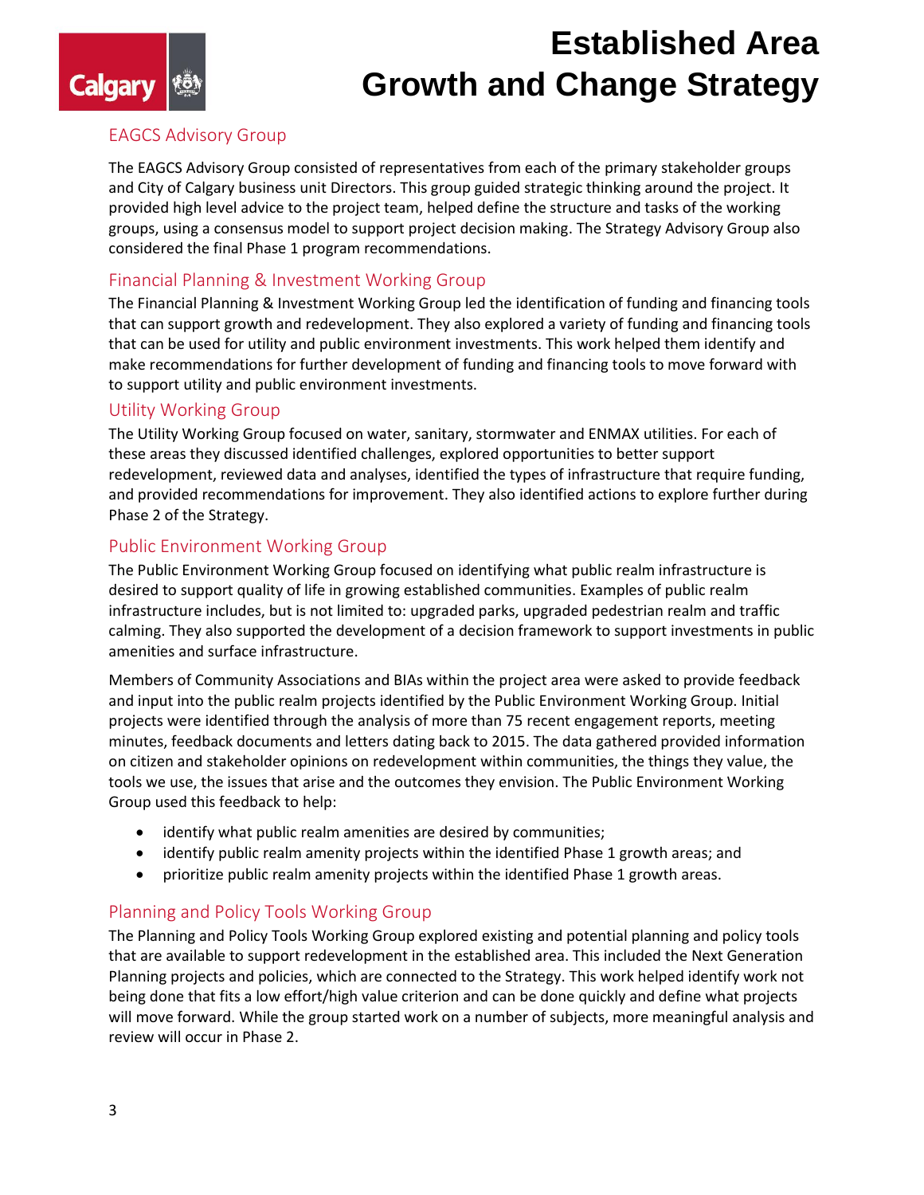## EAGCS Advisory Group

The EAGCS Advisory Group consisted of representatives from each of the primary stakeholder groups and City of Calgary business unit Directors. This group guided strategic thinking around the project. It provided high level advice to the project team, helped define the structure and tasks of the working groups, using a consensus model to support project decision making. The Strategy Advisory Group also considered the final Phase 1 program recommendations.

## Financial Planning & Investment Working Group

The Financial Planning & Investment Working Group led the identification of funding and financing tools that can support growth and redevelopment. They also explored a variety of funding and financing tools that can be used for utility and public environment investments. This work helped them identify and make recommendations for further development of funding and financing tools to move forward with to support utility and public environment investments.

## Utility Working Group

The Utility Working Group focused on water, sanitary, stormwater and ENMAX utilities. For each of these areas they discussed identified challenges, explored opportunities to better support redevelopment, reviewed data and analyses, identified the types of infrastructure that require funding, and provided recommendations for improvement. They also identified actions to explore further during Phase 2 of the Strategy.

## Public Environment Working Group

The Public Environment Working Group focused on identifying what public realm infrastructure is desired to support quality of life in growing established communities. Examples of public realm infrastructure includes, but is not limited to: upgraded parks, upgraded pedestrian realm and traffic calming. They also supported the development of a decision framework to support investments in public amenities and surface infrastructure.

Members of Community Associations and BIAs within the project area were asked to provide feedback and input into the public realm projects identified by the Public Environment Working Group. Initial projects were identified through the analysis of more than 75 recent engagement reports, meeting minutes, feedback documents and letters dating back to 2015. The data gathered provided information on citizen and stakeholder opinions on redevelopment within communities, the things they value, the tools we use, the issues that arise and the outcomes they envision. The Public Environment Working Group used this feedback to help:

- identify what public realm amenities are desired by communities;
- identify public realm amenity projects within the identified Phase 1 growth areas; and
- prioritize public realm amenity projects within the identified Phase 1 growth areas.

## Planning and Policy Tools Working Group

The Planning and Policy Tools Working Group explored existing and potential planning and policy tools that are available to support redevelopment in the established area. This included the Next Generation Planning projects and policies, which are connected to the Strategy. This work helped identify work not being done that fits a low effort/high value criterion and can be done quickly and define what projects will move forward. While the group started work on a number of subjects, more meaningful analysis and review will occur in Phase 2.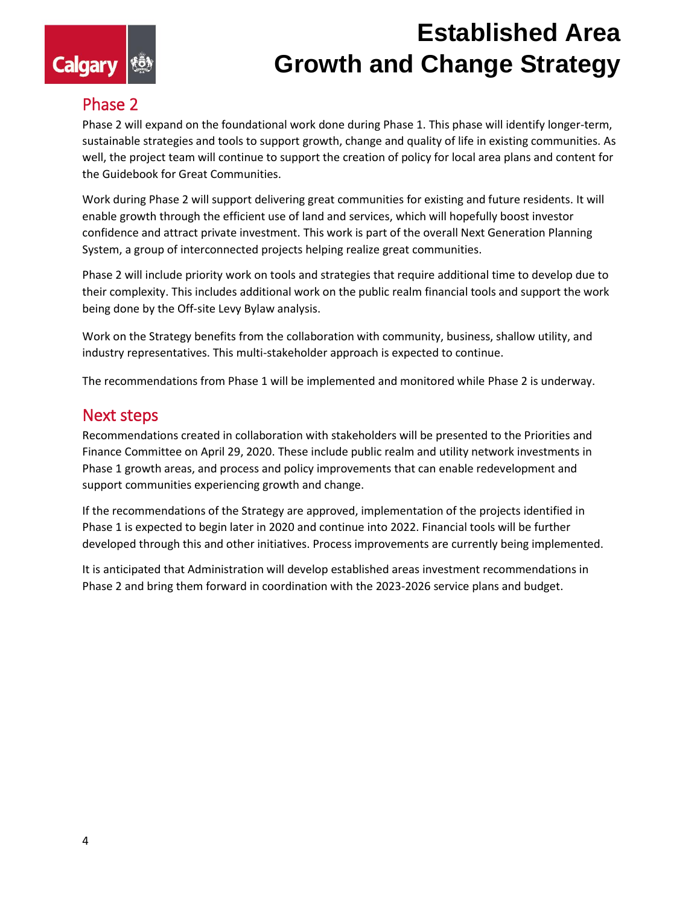## Phase 2

Phase 2 will expand on the foundational work done during Phase 1. This phase will identify longer-term, sustainable strategies and tools to support growth, change and quality of life in existing communities. As well, the project team will continue to support the creation of policy for local area plans and content for the Guidebook for Great Communities.

Work during Phase 2 will support delivering great communities for existing and future residents. It will enable growth through the efficient use of land and services, which will hopefully boost investor confidence and attract private investment. This work is part of the overall Next Generation Planning System, a group of interconnected projects helping realize great communities.

Phase 2 will include priority work on tools and strategies that require additional time to develop due to their complexity. This includes additional work on the public realm financial tools and support the work being done by the Off-site Levy Bylaw analysis.

Work on the Strategy benefits from the collaboration with community, business, shallow utility, and industry representatives. This multi-stakeholder approach is expected to continue.

The recommendations from Phase 1 will be implemented and monitored while Phase 2 is underway.

## Next steps

Recommendations created in collaboration with stakeholders will be presented to the Priorities and Finance Committee on April 29, 2020. These include public realm and utility network investments in Phase 1 growth areas, and process and policy improvements that can enable redevelopment and support communities experiencing growth and change.

If the recommendations of the Strategy are approved, implementation of the projects identified in Phase 1 is expected to begin later in 2020 and continue into 2022. Financial tools will be further developed through this and other initiatives. Process improvements are currently being implemented.

It is anticipated that Administration will develop established areas investment recommendations in Phase 2 and bring them forward in coordination with the 2023-2026 service plans and budget.